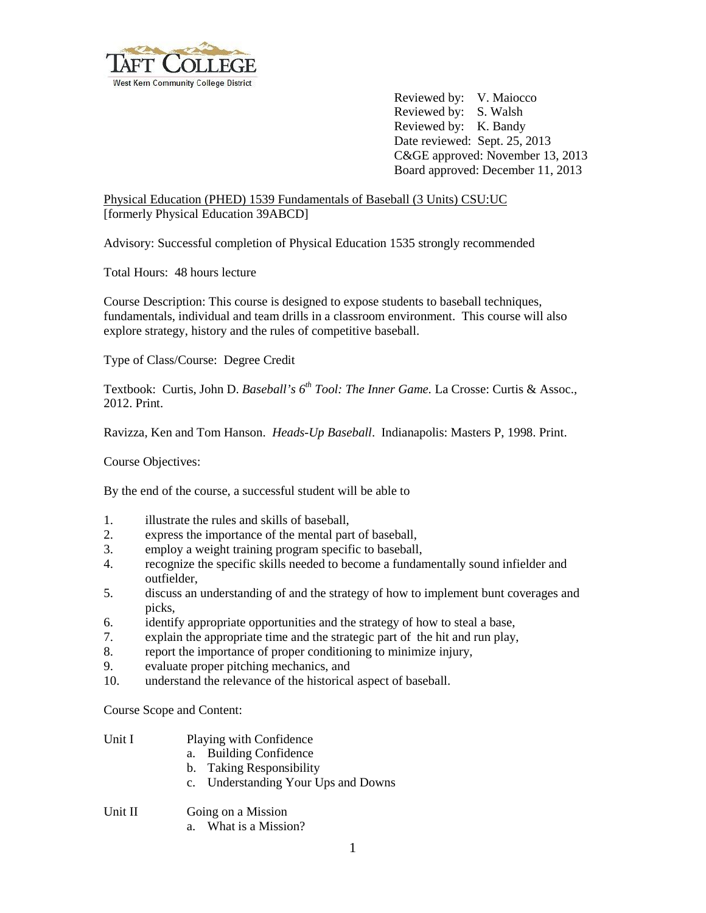TAFT COLLEGE
West Kern Community College District

Reviewed by: V. Maiocco
Reviewed by: S. Walsh
Reviewed by: K. Bandy
Date reviewed: Sept. 25, 2013
C&GE approved: November 13, 2013
Board approved: December 11, 2013

Physical Education (PHED) 1539 Fundamentals of Baseball (3 Units) CSU:UC
[formerly Physical Education 39ABCD]

Advisory: Successful completion of Physical Education 1535 strongly recommended

Total Hours: 48 hours lecture

Course Description: This course is designed to expose students to baseball techniques, fundamentals, individual and team drills in a classroom environment. This course will also explore strategy, history and the rules of competitive baseball.

Type of Class/Course: Degree Credit

Textbook: Curtis, John D. *Baseball's 6th Tool: The Inner Game.* La Crosse: Curtis & Assoc., 2012. Print.

Ravizza, Ken and Tom Hanson. *Heads-Up Baseball*. Indianapolis: Masters P, 1998. Print.

Course Objectives:

By the end of the course, a successful student will be able to

1. illustrate the rules and skills of baseball,
2. express the importance of the mental part of baseball,
3. employ a weight training program specific to baseball,
4. recognize the specific skills needed to become a fundamentally sound infielder and outfielder,
5. discuss an understanding of and the strategy of how to implement bunt coverages and picks,
6. identify appropriate opportunities and the strategy of how to steal a base,
7. explain the appropriate time and the strategic part of the hit and run play,
8. report the importance of proper conditioning to minimize injury,
9. evaluate proper pitching mechanics, and
10. understand the relevance of the historical aspect of baseball.

Course Scope and Content:

Unit I Playing with Confidence
- a. Building Confidence
- b. Taking Responsibility
- c. Understanding Your Ups and Downs

Unit II Going on a Mission
- a. What is a Mission?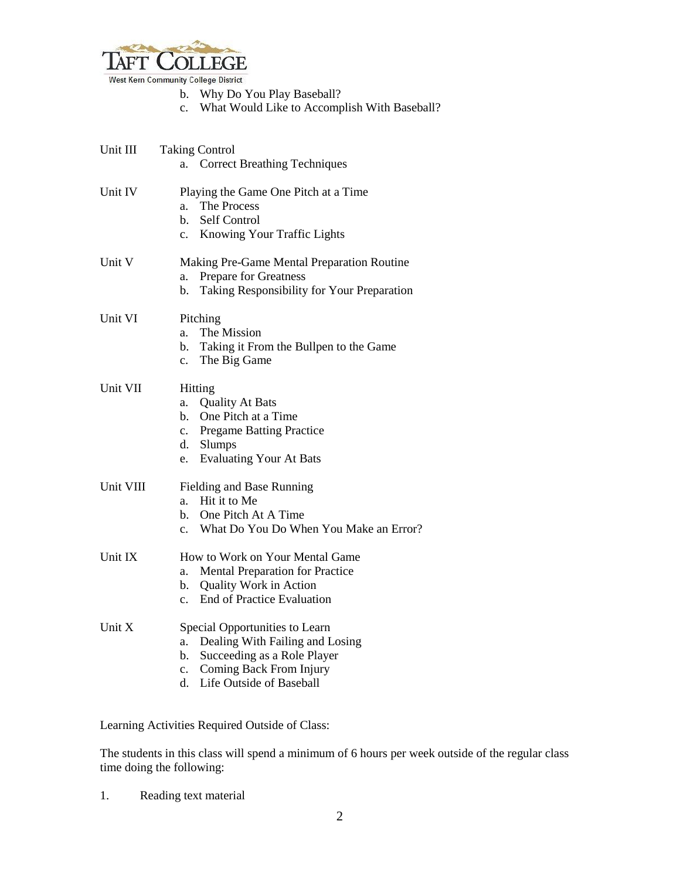b. Why Do You Play Baseball?
c. What Would Like to Accomplish With Baseball?

Unit III Taking Control
a. Correct Breathing Techniques

Unit IV Playing the Game One Pitch at a Time
a. The Process
b. Self Control
c. Knowing Your Traffic Lights

Unit V Making Pre-Game Mental Preparation Routine
a. Prepare for Greatness
b. Taking Responsibility for Your Preparation

Unit VI Pitching
a. The Mission
b. Taking it From the Bullpen to the Game
c. The Big Game

Unit VII Hitting
a. Quality At Bats
b. One Pitch at a Time
c. Pregame Batting Practice
d. Slumps
e. Evaluating Your At Bats

Unit VIII Fielding and Base Running
a. Hit it to Me
b. One Pitch At A Time
c. What Do You Do When You Make an Error?

Unit IX How to Work on Your Mental Game
a. Mental Preparation for Practice
b. Quality Work in Action
c. End of Practice Evaluation

Unit X Special Opportunities to Learn
a. Dealing With Failing and Losing
b. Succeeding as a Role Player
c. Coming Back From Injury
d. Life Outside of Baseball

Learning Activities Required Outside of Class:

The students in this class will spend a minimum of 6 hours per week outside of the regular class time doing the following:

1. Reading text material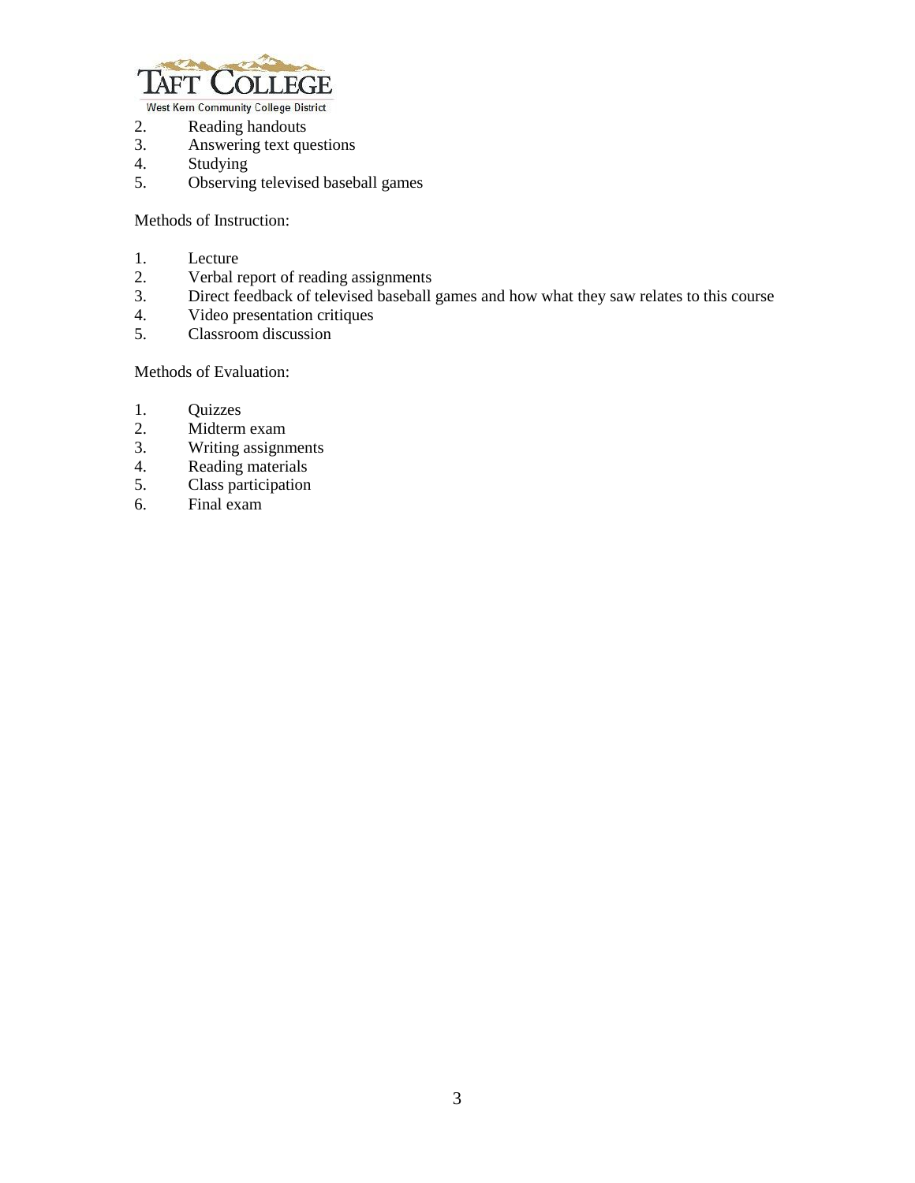2. Reading handouts
3. Answering text questions
4. Studying
5. Observing televised baseball games

Methods of Instruction:

1. Lecture
2. Verbal report of reading assignments
3. Direct feedback of televised baseball games and how what they saw relates to this course
4. Video presentation critiques
5. Classroom discussion

Methods of Evaluation:

1. Quizzes
2. Midterm exam
3. Writing assignments
4. Reading materials
5. Class participation
6. Final exam